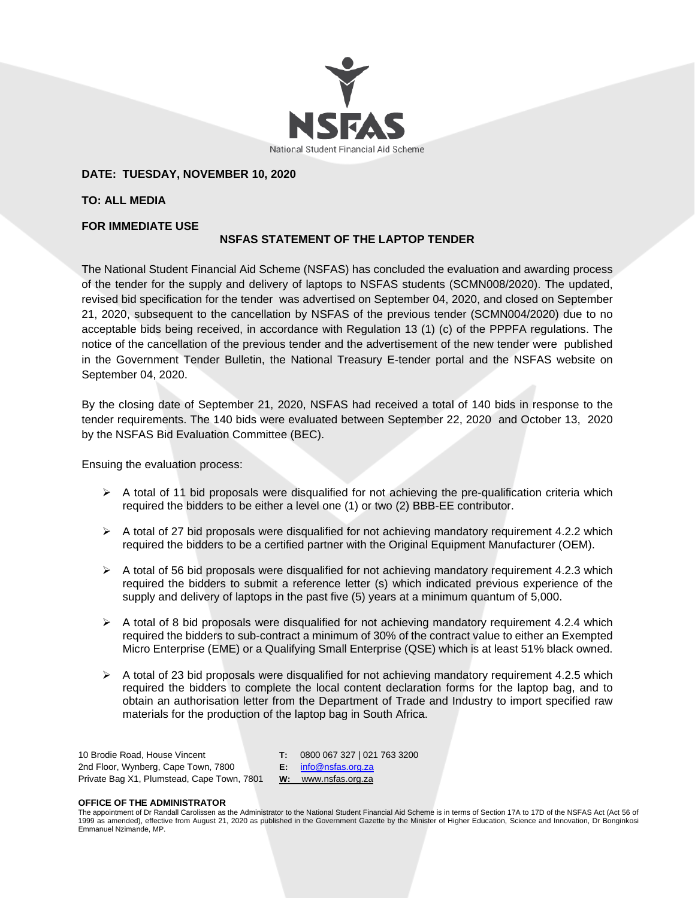NSFAS

National Student Financial Aid Scheme

**DATE: TUESDAY, NOVEMBER 10, 2020**

**TO: ALL MEDIA**

**FOR IMMEDIATE USE**

## NSFAS STATEMENT OF THE LAPTOP TENDER

The National Student Financial Aid Scheme (NSFAS) has concluded the evaluation and awarding process of the tender for the supply and delivery of laptops to NSFAS students (SCMN008/2020). The updated, revised bid specification for the tender was advertised on September 04, 2020, and closed on September 21, 2020, subsequent to the cancellation by NSFAS of the previous tender (SCMN004/2020) due to no acceptable bids being received, in accordance with Regulation 13 (1) (c) of the PPPFA regulations. The notice of the cancellation of the previous tender and the advertisement of the new tender were published in the Government Tender Bulletin, the National Treasury E-tender portal and the NSFAS website on September 04, 2020.

By the closing date of September 21, 2020, NSFAS had received a total of 140 bids in response to the tender requirements. The 140 bids were evaluated between September 22, 2020 and October 13, 2020 by the NSFAS Bid Evaluation Committee (BEC).

Ensuing the evaluation process:

- A total of 11 bid proposals were disqualified for not achieving the pre-qualification criteria which required the bidders to be either a level one (1) or two (2) BBB-EE contributor.
- A total of 27 bid proposals were disqualified for not achieving mandatory requirement 4.2.2 which required the bidders to be a certified partner with the Original Equipment Manufacturer (OEM).
- A total of 56 bid proposals were disqualified for not achieving mandatory requirement 4.2.3 which required the bidders to submit a reference letter (s) which indicated previous experience of the supply and delivery of laptops in the past five (5) years at a minimum quantum of 5,000.
- A total of 8 bid proposals were disqualified for not achieving mandatory requirement 4.2.4 which required the bidders to sub-contract a minimum of 30% of the contract value to either an Exempted Micro Enterprise (EME) or a Qualifying Small Enterprise (QSE) which is at least 51% black owned.
- A total of 23 bid proposals were disqualified for not achieving mandatory requirement 4.2.5 which required the bidders to complete the local content declaration forms for the laptop bag, and to obtain an authorisation letter from the Department of Trade and Industry to import specified raw materials for the production of the laptop bag in South Africa.

10 Brodie Road, House Vincent
2nd Floor, Wynberg, Cape Town, 7800
Private Bag X1, Plumstead, Cape Town, 7801

**T:** 0800 067 327 | 021 763 3200
**E:** info@nsfas.org.za
**W:** www.nsfas.org.za

**OFFICE OF THE ADMINISTRATOR**

The appointment of Dr Randall Carolissen as the Administrator to the National Student Financial Aid Scheme is in terms of Section 17A to 17D of the NSFAS Act (Act 56 of 1999 as amended), effective from August 21, 2020 as published in the Government Gazette by the Minister of Higher Education, Science and Innovation, Dr Bonginkosi Emmanuel Nzimande, MP.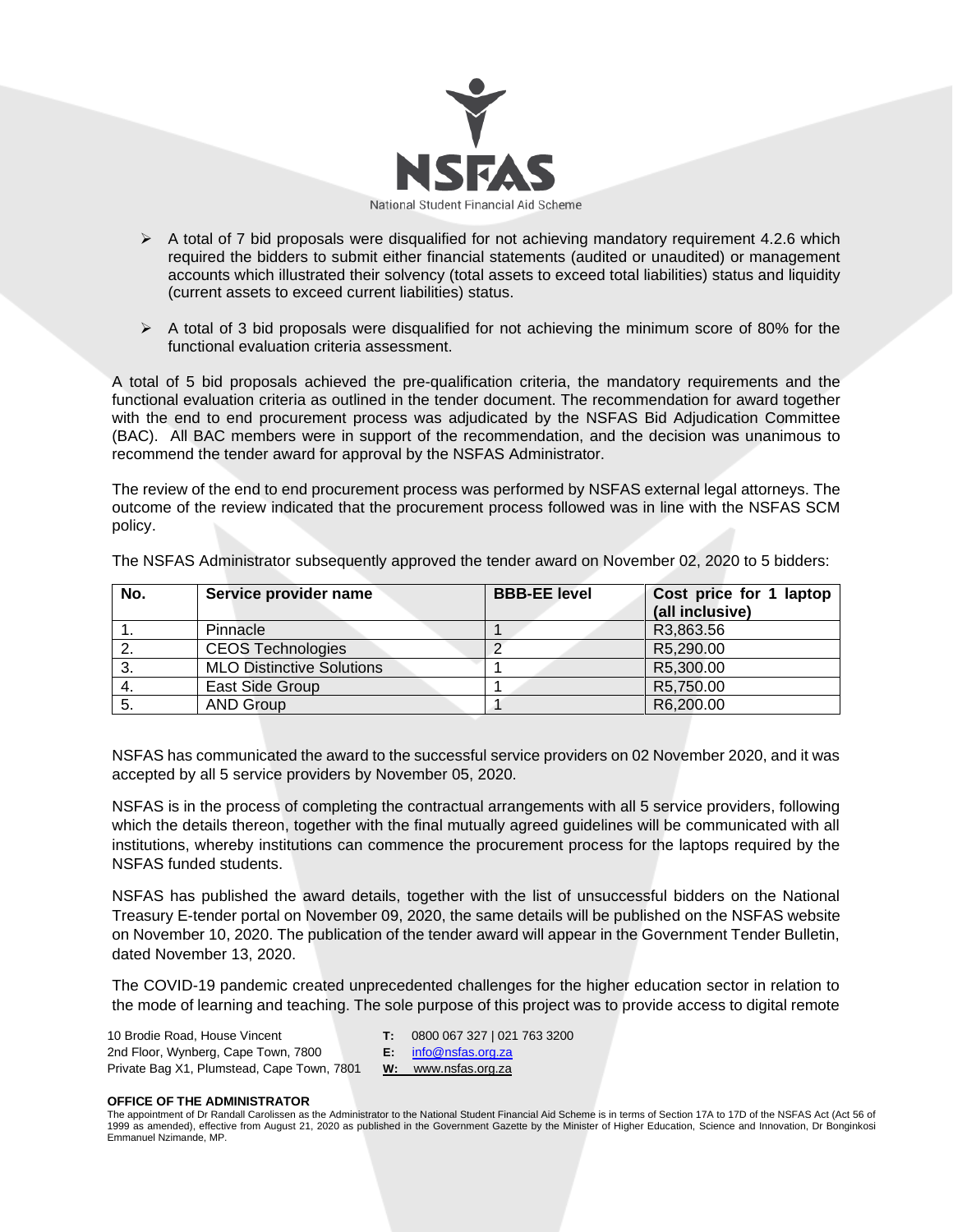- A total of 7 bid proposals were disqualified for not achieving mandatory requirement 4.2.6 which required the bidders to submit either financial statements (audited or unaudited) or management accounts which illustrated their solvency (total assets to exceed total liabilities) status and liquidity (current assets to exceed current liabilities) status.
- A total of 3 bid proposals were disqualified for not achieving the minimum score of 80% for the functional evaluation criteria assessment.

A total of 5 bid proposals achieved the pre-qualification criteria, the mandatory requirements and the functional evaluation criteria as outlined in the tender document. The recommendation for award together with the end to end procurement process was adjudicated by the NSFAS Bid Adjudication Committee (BAC). All BAC members were in support of the recommendation, and the decision was unanimous to recommend the tender award for approval by the NSFAS Administrator.

The review of the end to end procurement process was performed by NSFAS external legal attorneys. The outcome of the review indicated that the procurement process followed was in line with the NSFAS SCM policy.

The NSFAS Administrator subsequently approved the tender award on November 02, 2020 to 5 bidders:

| No. | Service provider name | BBB-EE level | Cost price for 1 laptop (all inclusive) |
|---|---|---|---|
| 1. | Pinnacle | 1 | R3,863.56 |
| 2. | CEOS Technologies | 2 | R5,290.00 |
| 3. | MLO Distinctive Solutions | 1 | R5,300.00 |
| 4. | East Side Group | 1 | R5,750.00 |
| 5. | AND Group | 1 | R6,200.00 |

NSFAS has communicated the award to the successful service providers on 02 November 2020, and it was accepted by all 5 service providers by November 05, 2020.

NSFAS is in the process of completing the contractual arrangements with all 5 service providers, following which the details thereon, together with the final mutually agreed guidelines will be communicated with all institutions, whereby institutions can commence the procurement process for the laptops required by the NSFAS funded students.

NSFAS has published the award details, together with the list of unsuccessful bidders on the National Treasury E-tender portal on November 09, 2020, the same details will be published on the NSFAS website on November 10, 2020. The publication of the tender award will appear in the Government Tender Bulletin, dated November 13, 2020.

The COVID-19 pandemic created unprecedented challenges for the higher education sector in relation to the mode of learning and teaching. The sole purpose of this project was to provide access to digital remote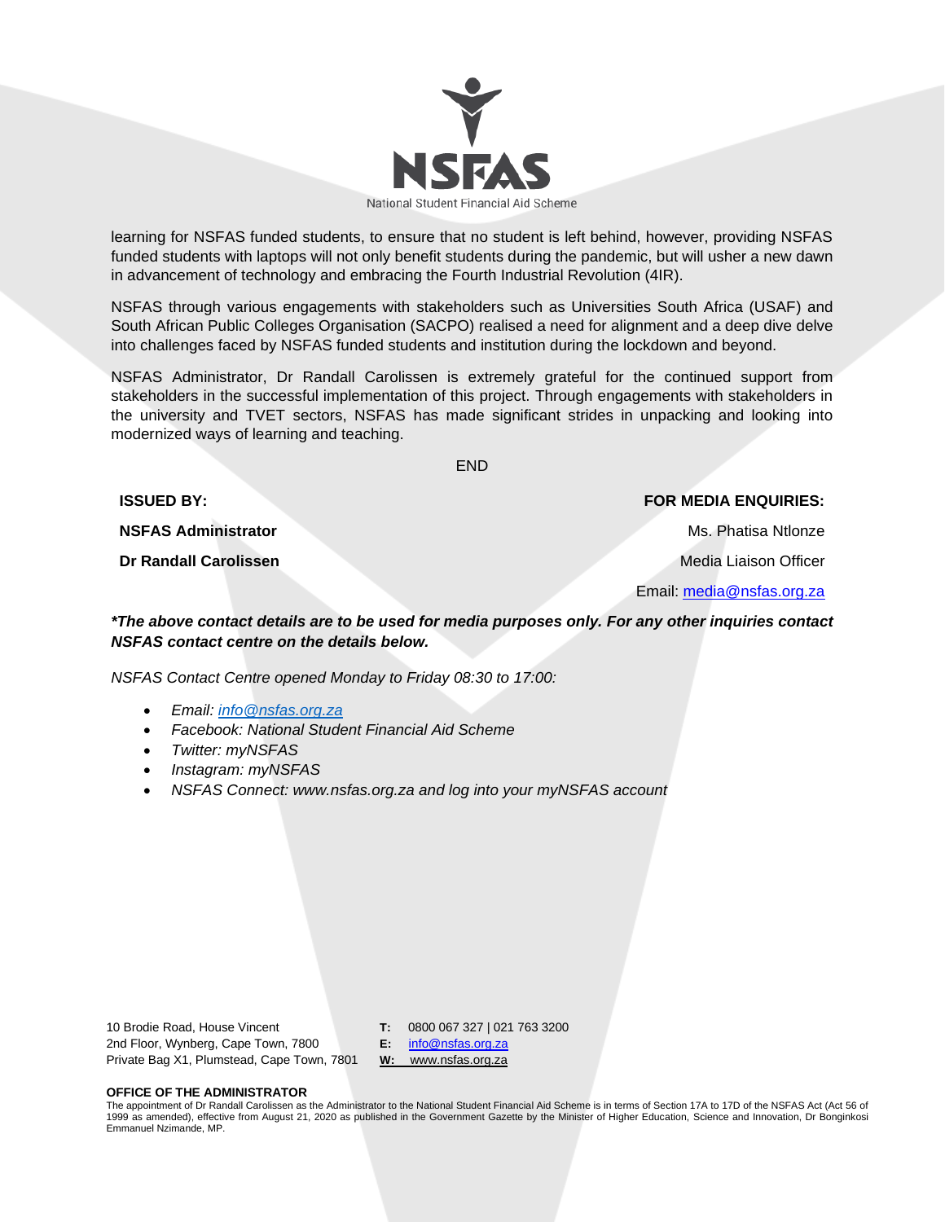learning for NSFAS funded students, to ensure that no student is left behind, however, providing NSFAS funded students with laptops will not only benefit students during the pandemic, but will usher a new dawn in advancement of technology and embracing the Fourth Industrial Revolution (4IR).

NSFAS through various engagements with stakeholders such as Universities South Africa (USAF) and South African Public Colleges Organisation (SACPO) realised a need for alignment and a deep dive delve into challenges faced by NSFAS funded students and institution during the lockdown and beyond.

NSFAS Administrator, Dr Randall Carolissen is extremely grateful for the continued support from stakeholders in the successful implementation of this project. Through engagements with stakeholders in the university and TVET sectors, NSFAS has made significant strides in unpacking and looking into modernized ways of learning and teaching.

END

**ISSUED BY:**

**NSFAS Administrator**

**Dr Randall Carolissen**

**FOR MEDIA ENQUIRIES:**

Ms. Phatisa Ntlonze

Media Liaison Officer

Email: media@nsfas.org.za

***The above contact details are to be used for media purposes only. For any other inquiries contact NSFAS contact centre on the details below.***

*NSFAS Contact Centre opened Monday to Friday 08:30 to 17:00:*

- *Email: info@nsfas.org.za*
- *Facebook: National Student Financial Aid Scheme*
- *Twitter: myNSFAS*
- *Instagram: myNSFAS*
- *NSFAS Connect: www.nsfas.org.za and log into your myNSFAS account*

10 Brodie Road, House Vincent
2nd Floor, Wynberg, Cape Town, 7800
Private Bag X1, Plumstead, Cape Town, 7801

**T:** 0800 067 327 | 021 763 3200
**E:** info@nsfas.org.za
**W:** www.nsfas.org.za

**OFFICE OF THE ADMINISTRATOR**

The appointment of Dr Randall Carolissen as the Administrator to the National Student Financial Aid Scheme is in terms of Section 17A to 17D of the NSFAS Act (Act 56 of 1999 as amended), effective from August 21, 2020 as published in the Government Gazette by the Minister of Higher Education, Science and Innovation, Dr Bonginkosi Emmanuel Nzimande, MP.